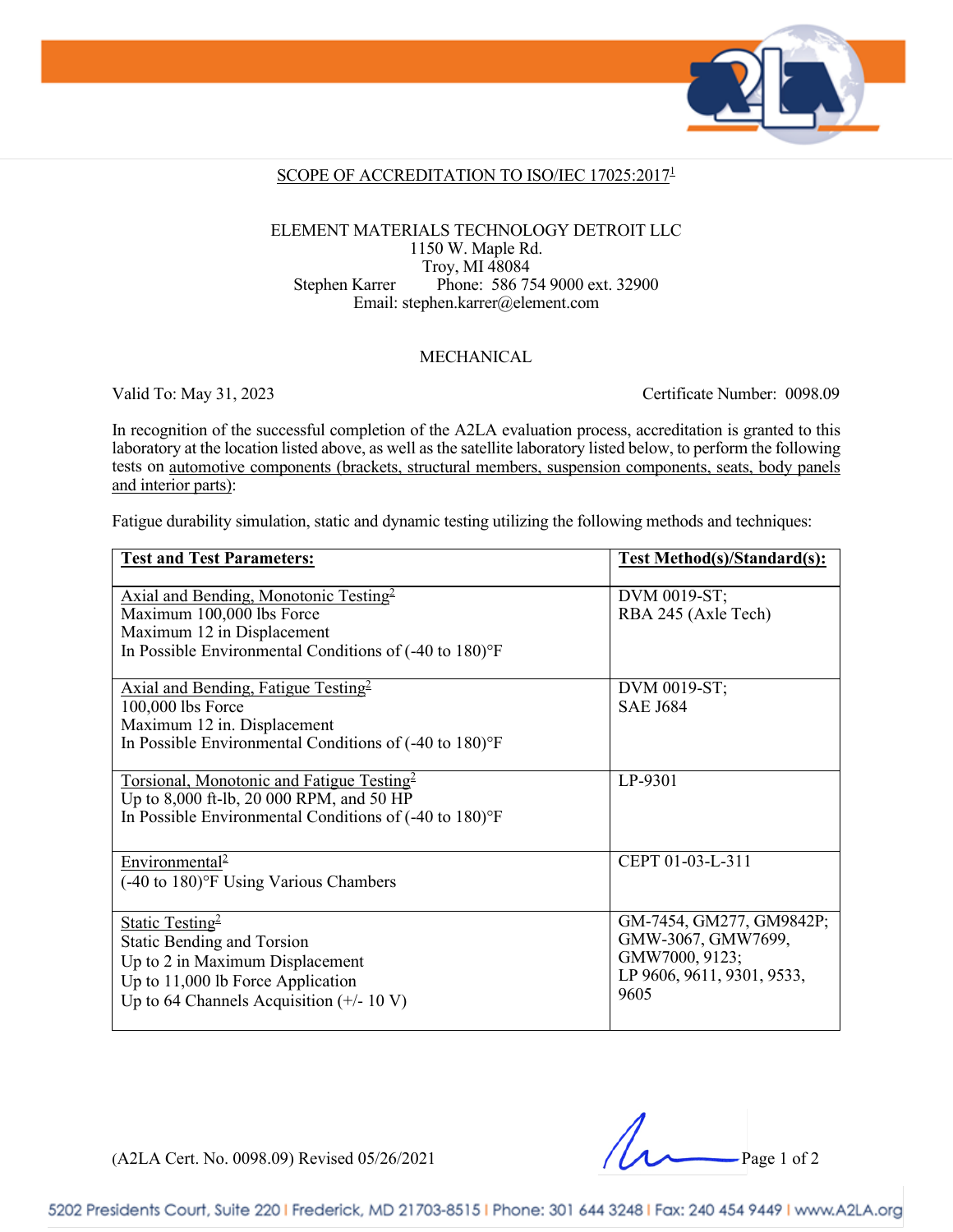## SCOPE OF ACCREDITATION TO ISO/IEC 17025:2017[1]

ELEMENT MATERIALS TECHNOLOGY DETROIT LLC
1150 W. Maple Rd.
Troy, MI 48084
Stephen Karrer Phone: 586 754 9000 ext. 32900
Email: stephen.karrer@element.com

MECHANICAL

Valid To: May 31, 2023 Certificate Number: 0098.09

In recognition of the successful completion of the A2LA evaluation process, accreditation is granted to this laboratory at the location listed above, as well as the satellite laboratory listed below, to perform the following tests on automotive components (brackets, structural members, suspension components, seats, body panels and interior parts):

Fatigue durability simulation, static and dynamic testing utilizing the following methods and techniques:

| **Test and Test Parameters:** | **Test Method(s)/Standard(s):** |
|---|---|
| Axial and Bending, Monotonic Testing[2]<br>Maximum 100,000 lbs Force<br>Maximum 12 in Displacement<br>In Possible Environmental Conditions of (-40 to 180)°F | DVM 0019-ST;<br>RBA 245 (Axle Tech) |
| Axial and Bending, Fatigue Testing[2]<br>100,000 lbs Force<br>Maximum 12 in. Displacement<br>In Possible Environmental Conditions of (-40 to 180)°F | DVM 0019-ST;<br>SAE J684 |
| Torsional, Monotonic and Fatigue Testing[2]<br>Up to 8,000 ft-lb, 20 000 RPM, and 50 HP<br>In Possible Environmental Conditions of (-40 to 180)°F | LP-9301 |
| Environmental[2]<br>(-40 to 180)°F Using Various Chambers | CEPT 01-03-L-311 |
| Static Testing[2]<br>Static Bending and Torsion<br>Up to 2 in Maximum Displacement<br>Up to 11,000 lb Force Application<br>Up to 64 Channels Acquisition (+/- 10 V) | GM-7454, GM277, GM9842P;<br>GMW-3067, GMW7699,<br>GMW7000, 9123;<br>LP 9606, 9611, 9301, 9533,<br>9605 |

(A2LA Cert. No. 0098.09) Revised 05/26/2021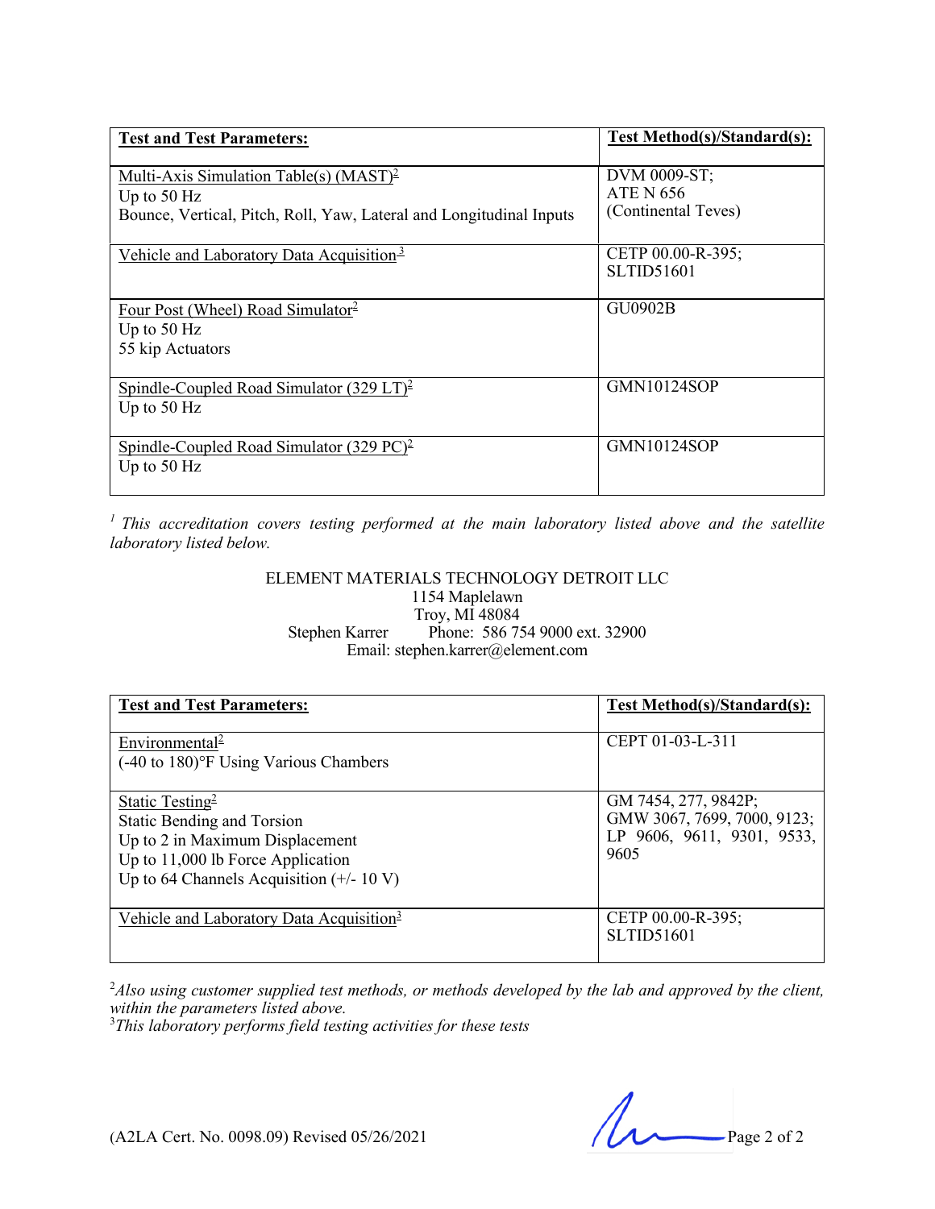| **Test and Test Parameters:** | **Test Method(s)/Standard(s):** |
|---|---|
| Multi-Axis Simulation Table(s) (MAST)[2]<br>Up to 50 Hz<br>Bounce, Vertical, Pitch, Roll, Yaw, Lateral and Longitudinal Inputs | DVM 0009-ST;<br>ATE N 656<br>(Continental Teves) |
| Vehicle and Laboratory Data Acquisition[3] | CETP 00.00-R-395;<br>SLTID51601 |
| Four Post (Wheel) Road Simulator[2]<br>Up to 50 Hz<br>55 kip Actuators | GU0902B |
| Spindle-Coupled Road Simulator (329 LT)[2]<br>Up to 50 Hz | GMN10124SOP |
| Spindle-Coupled Road Simulator (329 PC)[2]<br>Up to 50 Hz | GMN10124SOP |

[1] *This accreditation covers testing performed at the main laboratory listed above and the satellite laboratory listed below.*

ELEMENT MATERIALS TECHNOLOGY DETROIT LLC
1154 Maplelawn
Troy, MI 48084
Stephen Karrer Phone: 586 754 9000 ext. 32900
Email: stephen.karrer@element.com

| **Test and Test Parameters:** | **Test Method(s)/Standard(s):** |
|---|---|
| Environmental[2]<br>(-40 to 180)°F Using Various Chambers | CEPT 01-03-L-311 |
| Static Testing[2]<br>Static Bending and Torsion<br>Up to 2 in Maximum Displacement<br>Up to 11,000 lb Force Application<br>Up to 64 Channels Acquisition (+/- 10 V) | GM 7454, 277, 9842P;<br>GMW 3067, 7699, 7000, 9123;<br>LP 9606, 9611, 9301, 9533, 9605 |
| Vehicle and Laboratory Data Acquisition[3] | CETP 00.00-R-395;<br>SLTID51601 |

[2] *Also using customer supplied test methods, or methods developed by the lab and approved by the client, within the parameters listed above.*
[3] *This laboratory performs field testing activities for these tests*

(A2LA Cert. No. 0098.09) Revised 05/26/2021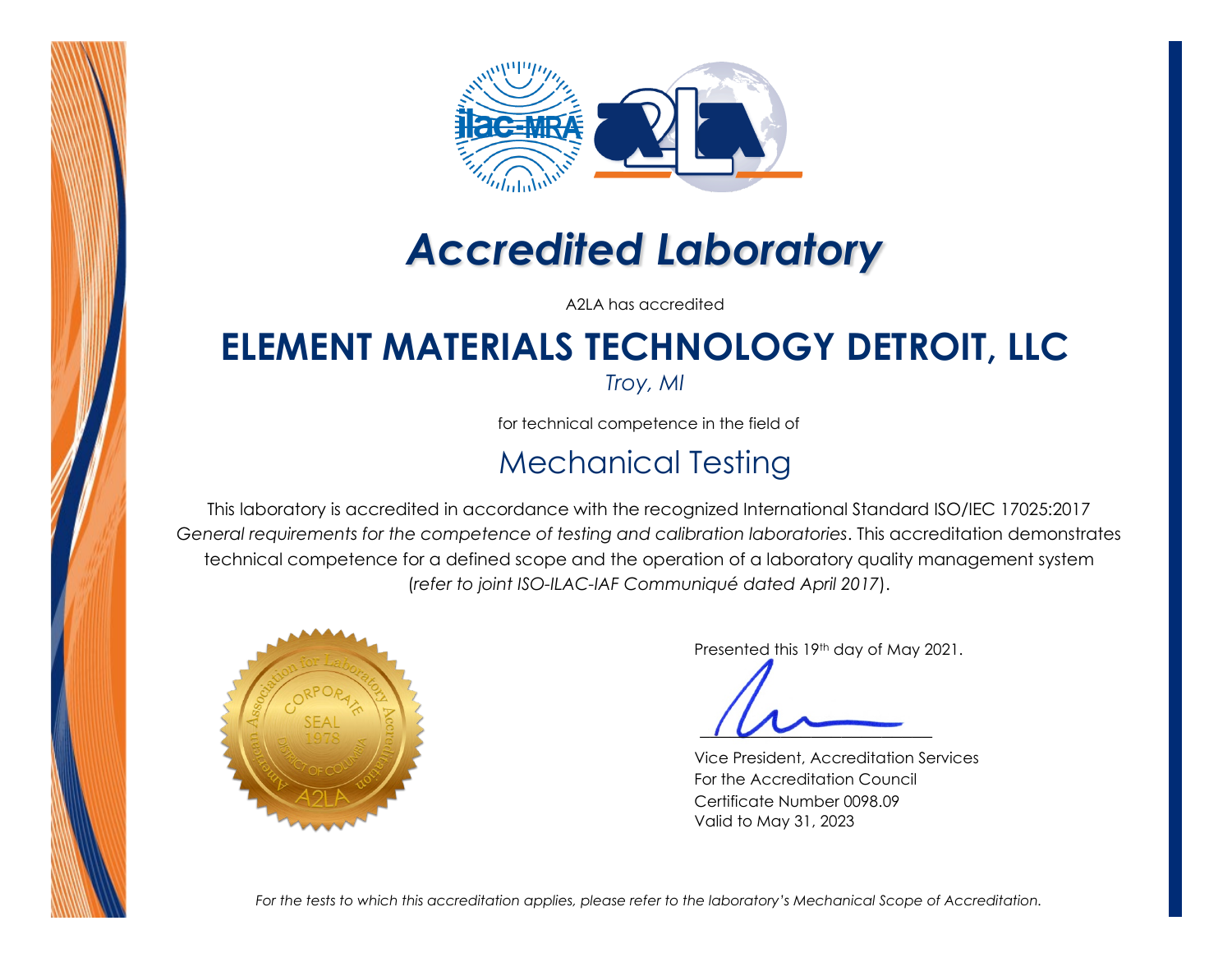# *Accredited Laboratory*

A2LA has accredited

## ELEMENT MATERIALS TECHNOLOGY DETROIT, LLC

*Troy, MI*

for technical competence in the field of

## Mechanical Testing

This laboratory is accredited in accordance with the recognized International Standard ISO/IEC 17025:2017 *General requirements for the competence of testing and calibration laboratories*. This accreditation demonstrates technical competence for a defined scope and the operation of a laboratory quality management system (*refer to joint ISO-ILAC-IAF Communiqué dated April 2017*).

Presented this 19th day of May 2021.

Vice President, Accreditation Services
For the Accreditation Council
Certificate Number 0098.09
Valid to May 31, 2023

*For the tests to which this accreditation applies, please refer to the laboratory's Mechanical Scope of Accreditation.*